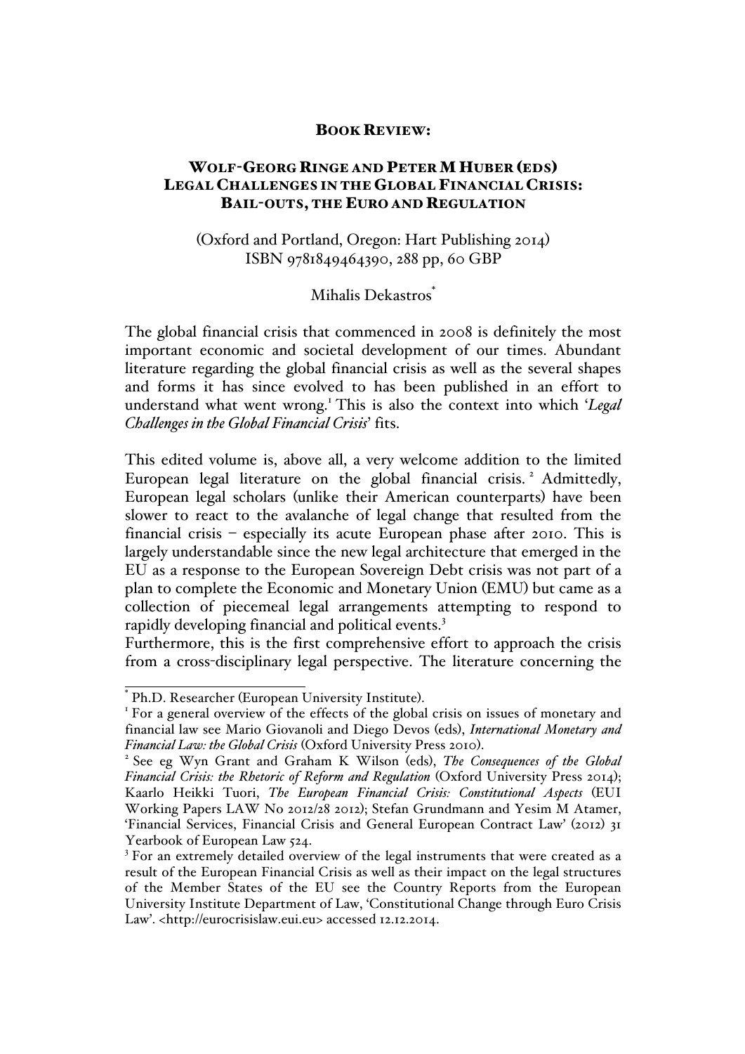# Book Review:

## Wolf-Georg Ringe and Peter M Huber (eds) Legal Challenges in the Global Financial Crisis: Bail-outs, the Euro and Regulation

(Oxford and Portland, Oregon: Hart Publishing 2014)
ISBN 9781849464390, 288 pp, 60 GBP

Mihalis Dekastros[*]

The global financial crisis that commenced in 2008 is definitely the most important economic and societal development of our times. Abundant literature regarding the global financial crisis as well as the several shapes and forms it has since evolved to has been published in an effort to understand what went wrong.[1] This is also the context into which '*Legal Challenges in the Global Financial Crisis*' fits.

This edited volume is, above all, a very welcome addition to the limited European legal literature on the global financial crisis.[2] Admittedly, European legal scholars (unlike their American counterparts) have been slower to react to the avalanche of legal change that resulted from the financial crisis – especially its acute European phase after 2010. This is largely understandable since the new legal architecture that emerged in the EU as a response to the European Sovereign Debt crisis was not part of a plan to complete the Economic and Monetary Union (EMU) but came as a collection of piecemeal legal arrangements attempting to respond to rapidly developing financial and political events.[3]

Furthermore, this is the first comprehensive effort to approach the crisis from a cross-disciplinary legal perspective. The literature concerning the

---

[*] Ph.D. Researcher (European University Institute).

[1] For a general overview of the effects of the global crisis on issues of monetary and financial law see Mario Giovanoli and Diego Devos (eds), *International Monetary and Financial Law: the Global Crisis* (Oxford University Press 2010).

[2] See eg Wyn Grant and Graham K Wilson (eds), *The Consequences of the Global Financial Crisis: the Rhetoric of Reform and Regulation* (Oxford University Press 2014); Kaarlo Heikki Tuori, *The European Financial Crisis: Constitutional Aspects* (EUI Working Papers LAW No 2012/28 2012); Stefan Grundmann and Yesim M Atamer, 'Financial Services, Financial Crisis and General European Contract Law' (2012) 31 Yearbook of European Law 524.

[3] For an extremely detailed overview of the legal instruments that were created as a result of the European Financial Crisis as well as their impact on the legal structures of the Member States of the EU see the Country Reports from the European University Institute Department of Law, 'Constitutional Change through Euro Crisis Law'. <http://eurocrisislaw.eui.eu> accessed 12.12.2014.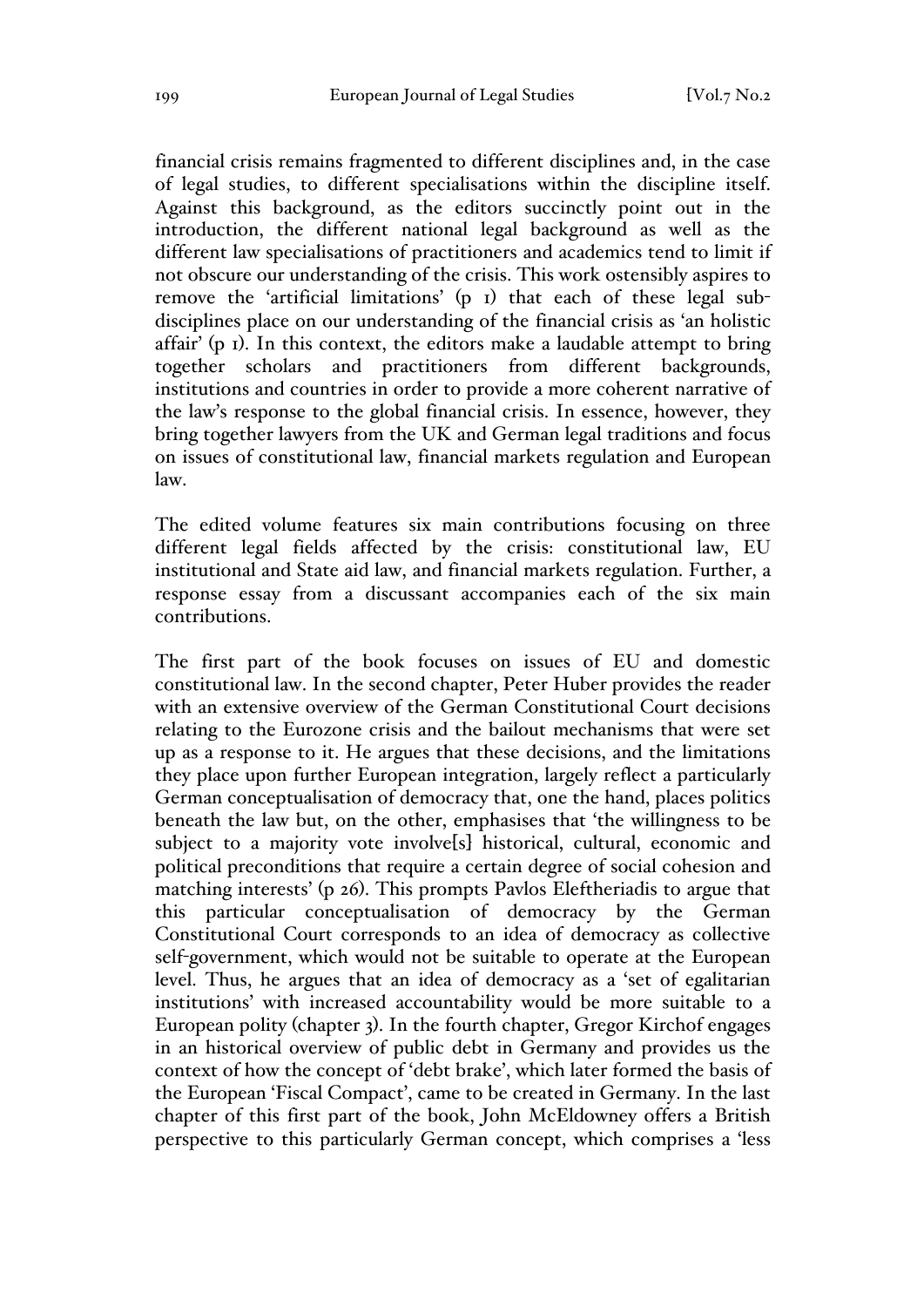financial crisis remains fragmented to different disciplines and, in the case of legal studies, to different specialisations within the discipline itself. Against this background, as the editors succinctly point out in the introduction, the different national legal background as well as the different law specialisations of practitioners and academics tend to limit if not obscure our understanding of the crisis. This work ostensibly aspires to remove the 'artificial limitations' (p 1) that each of these legal sub-disciplines place on our understanding of the financial crisis as 'an holistic affair' (p 1). In this context, the editors make a laudable attempt to bring together scholars and practitioners from different backgrounds, institutions and countries in order to provide a more coherent narrative of the law's response to the global financial crisis. In essence, however, they bring together lawyers from the UK and German legal traditions and focus on issues of constitutional law, financial markets regulation and European law.

The edited volume features six main contributions focusing on three different legal fields affected by the crisis: constitutional law, EU institutional and State aid law, and financial markets regulation. Further, a response essay from a discussant accompanies each of the six main contributions.

The first part of the book focuses on issues of EU and domestic constitutional law. In the second chapter, Peter Huber provides the reader with an extensive overview of the German Constitutional Court decisions relating to the Eurozone crisis and the bailout mechanisms that were set up as a response to it. He argues that these decisions, and the limitations they place upon further European integration, largely reflect a particularly German conceptualisation of democracy that, one the hand, places politics beneath the law but, on the other, emphasises that 'the willingness to be subject to a majority vote involve[s] historical, cultural, economic and political preconditions that require a certain degree of social cohesion and matching interests' (p 26). This prompts Pavlos Eleftheriadis to argue that this particular conceptualisation of democracy by the German Constitutional Court corresponds to an idea of democracy as collective self-government, which would not be suitable to operate at the European level. Thus, he argues that an idea of democracy as a 'set of egalitarian institutions' with increased accountability would be more suitable to a European polity (chapter 3). In the fourth chapter, Gregor Kirchof engages in an historical overview of public debt in Germany and provides us the context of how the concept of 'debt brake', which later formed the basis of the European 'Fiscal Compact', came to be created in Germany. In the last chapter of this first part of the book, John McEldowney offers a British perspective to this particularly German concept, which comprises a 'less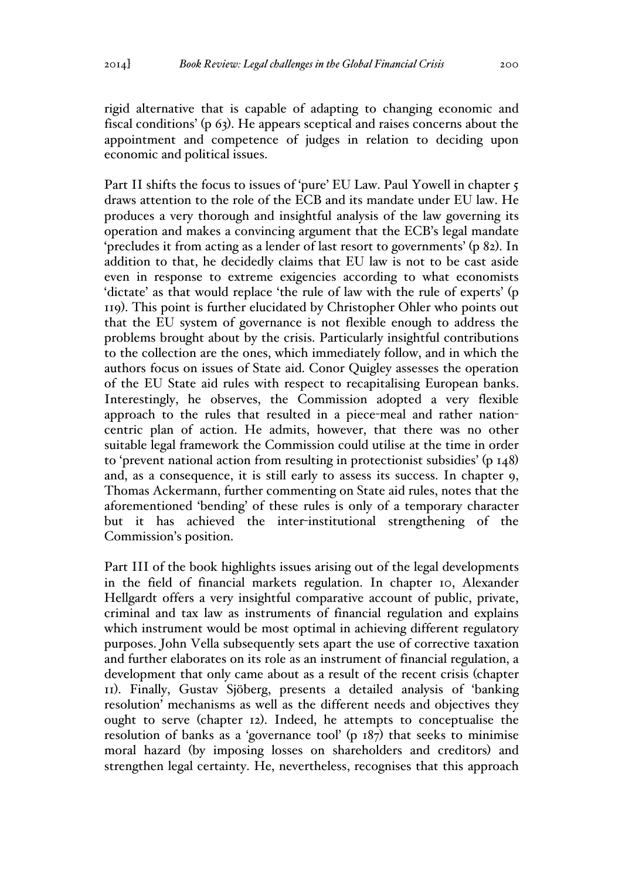rigid alternative that is capable of adapting to changing economic and fiscal conditions' (p 63). He appears sceptical and raises concerns about the appointment and competence of judges in relation to deciding upon economic and political issues.

Part II shifts the focus to issues of 'pure' EU Law. Paul Yowell in chapter 5 draws attention to the role of the ECB and its mandate under EU law. He produces a very thorough and insightful analysis of the law governing its operation and makes a convincing argument that the ECB's legal mandate 'precludes it from acting as a lender of last resort to governments' (p 82). In addition to that, he decidedly claims that EU law is not to be cast aside even in response to extreme exigencies according to what economists 'dictate' as that would replace 'the rule of law with the rule of experts' (p 119). This point is further elucidated by Christopher Ohler who points out that the EU system of governance is not flexible enough to address the problems brought about by the crisis. Particularly insightful contributions to the collection are the ones, which immediately follow, and in which the authors focus on issues of State aid. Conor Quigley assesses the operation of the EU State aid rules with respect to recapitalising European banks. Interestingly, he observes, the Commission adopted a very flexible approach to the rules that resulted in a piece-meal and rather nation-centric plan of action. He admits, however, that there was no other suitable legal framework the Commission could utilise at the time in order to 'prevent national action from resulting in protectionist subsidies' (p 148) and, as a consequence, it is still early to assess its success. In chapter 9, Thomas Ackermann, further commenting on State aid rules, notes that the aforementioned 'bending' of these rules is only of a temporary character but it has achieved the inter-institutional strengthening of the Commission's position.

Part III of the book highlights issues arising out of the legal developments in the field of financial markets regulation. In chapter 10, Alexander Hellgardt offers a very insightful comparative account of public, private, criminal and tax law as instruments of financial regulation and explains which instrument would be most optimal in achieving different regulatory purposes. John Vella subsequently sets apart the use of corrective taxation and further elaborates on its role as an instrument of financial regulation, a development that only came about as a result of the recent crisis (chapter 11). Finally, Gustav Sjöberg, presents a detailed analysis of 'banking resolution' mechanisms as well as the different needs and objectives they ought to serve (chapter 12). Indeed, he attempts to conceptualise the resolution of banks as a 'governance tool' (p 187) that seeks to minimise moral hazard (by imposing losses on shareholders and creditors) and strengthen legal certainty. He, nevertheless, recognises that this approach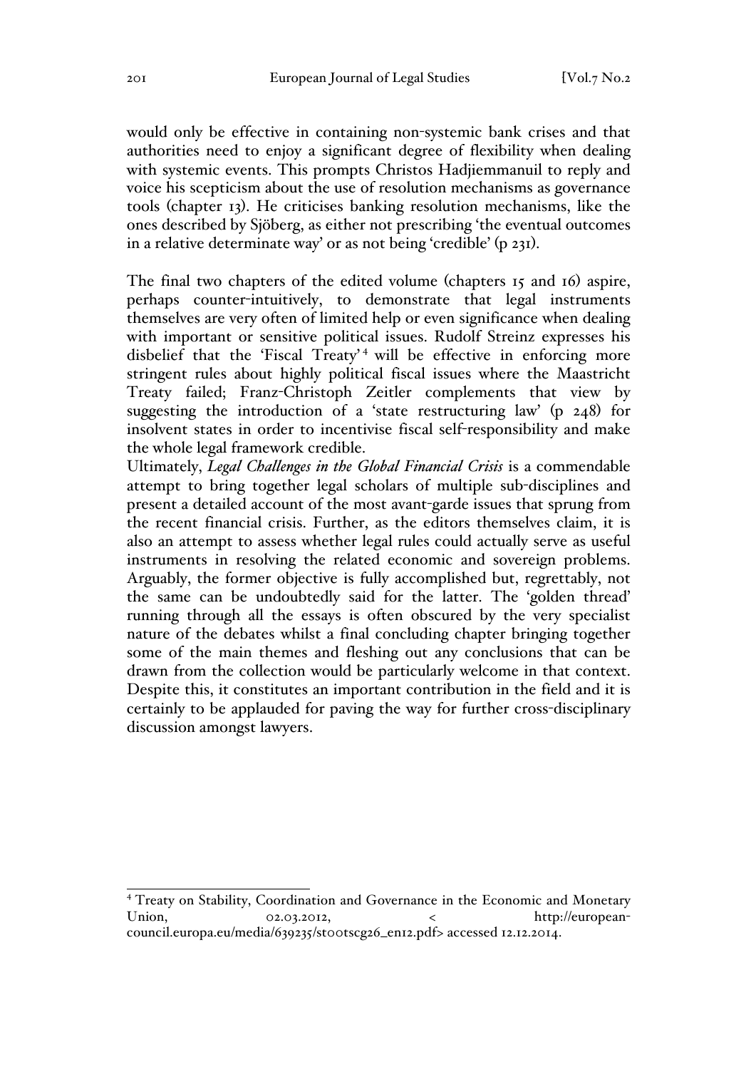would only be effective in containing non-systemic bank crises and that authorities need to enjoy a significant degree of flexibility when dealing with systemic events. This prompts Christos Hadjiemmanuil to reply and voice his scepticism about the use of resolution mechanisms as governance tools (chapter 13). He criticises banking resolution mechanisms, like the ones described by Sjöberg, as either not prescribing 'the eventual outcomes in a relative determinate way' or as not being 'credible' (p 231).

The final two chapters of the edited volume (chapters 15 and 16) aspire, perhaps counter-intuitively, to demonstrate that legal instruments themselves are very often of limited help or even significance when dealing with important or sensitive political issues. Rudolf Streinz expresses his disbelief that the 'Fiscal Treaty'[4] will be effective in enforcing more stringent rules about highly political fiscal issues where the Maastricht Treaty failed; Franz-Christoph Zeitler complements that view by suggesting the introduction of a 'state restructuring law' (p 248) for insolvent states in order to incentivise fiscal self-responsibility and make the whole legal framework credible.

Ultimately, *Legal Challenges in the Global Financial Crisis* is a commendable attempt to bring together legal scholars of multiple sub-disciplines and present a detailed account of the most avant-garde issues that sprung from the recent financial crisis. Further, as the editors themselves claim, it is also an attempt to assess whether legal rules could actually serve as useful instruments in resolving the related economic and sovereign problems. Arguably, the former objective is fully accomplished but, regrettably, not the same can be undoubtedly said for the latter. The 'golden thread' running through all the essays is often obscured by the very specialist nature of the debates whilst a final concluding chapter bringing together some of the main themes and fleshing out any conclusions that can be drawn from the collection would be particularly welcome in that context. Despite this, it constitutes an important contribution in the field and it is certainly to be applauded for paving the way for further cross-disciplinary discussion amongst lawyers.

---

[4] Treaty on Stability, Coordination and Governance in the Economic and Monetary Union, 02.03.2012, < http://european-council.europa.eu/media/639235/st00tscg26_en12.pdf> accessed 12.12.2014.